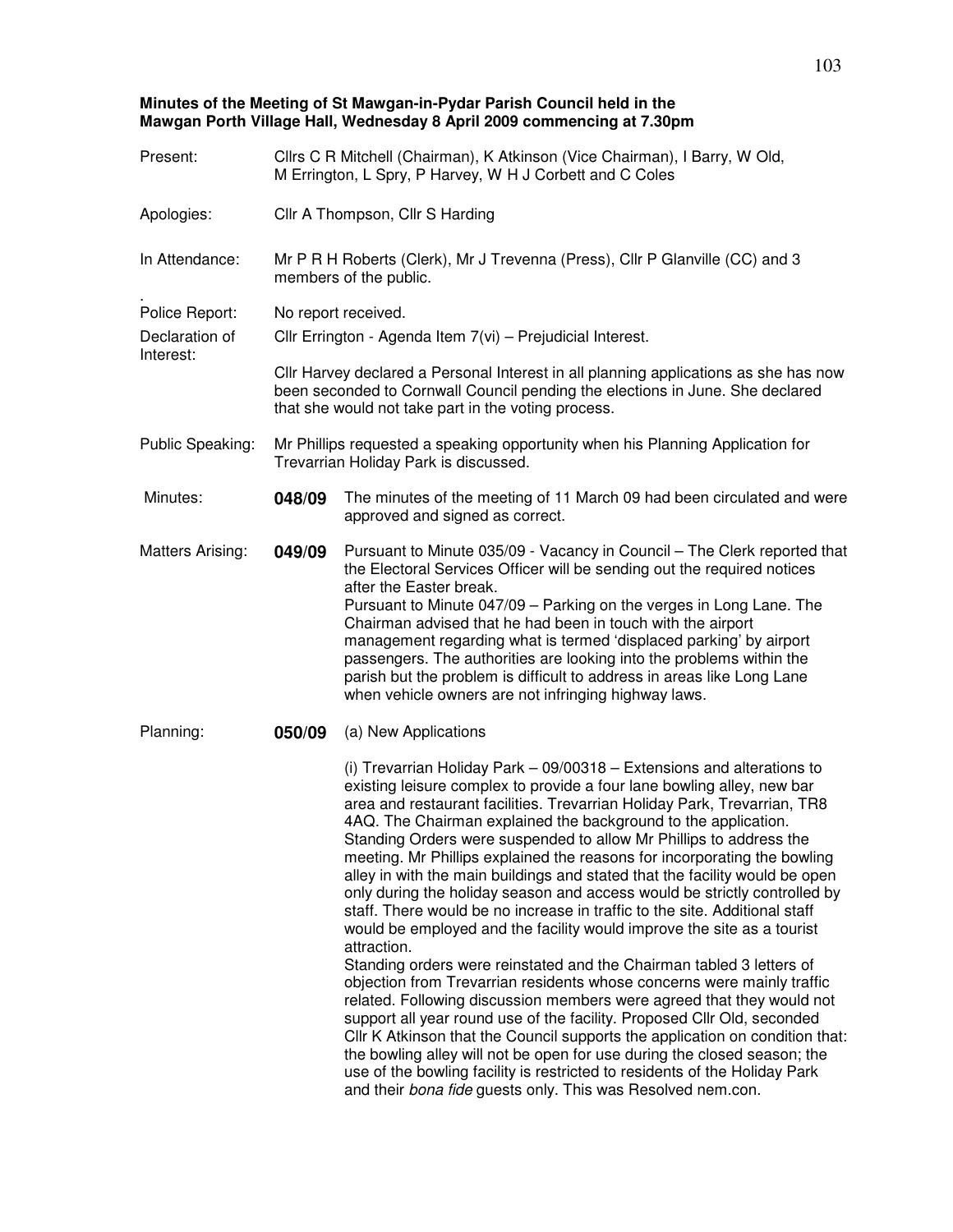**Minutes of the Meeting of St Mawgan-in-Pydar Parish Council held in the Mawgan Porth Village Hall, Wednesday 8 April 2009 commencing at 7.30pm**

**Present:** Cllrs C R Mitchell (Chairman), K Atkinson (Vice Chairman), I Barry, W Old, M Errington, L Spry, P Harvey, W H J Corbett and C Coles

**Apologies:** Cllr A Thompson, Cllr S Harding

**In Attendance:** Mr P R H Roberts (Clerk), Mr J Trevenna (Press), Cllr P Glanville (CC) and 3 members of the public.

**Police Report:** No report received.

**Declaration of Interest:** Cllr Errington - Agenda Item 7(vi) – Prejudicial Interest.

Cllr Harvey declared a Personal Interest in all planning applications as she has now been seconded to Cornwall Council pending the elections in June. She declared that she would not take part in the voting process.

**Public Speaking:** Mr Phillips requested a speaking opportunity when his Planning Application for Trevarrian Holiday Park is discussed.

**Minutes:** **048/09** The minutes of the meeting of 11 March 09 had been circulated and were approved and signed as correct.

**Matters Arising:** **049/09** Pursuant to Minute 035/09 - Vacancy in Council – The Clerk reported that the Electoral Services Officer will be sending out the required notices after the Easter break.
Pursuant to Minute 047/09 – Parking on the verges in Long Lane. The Chairman advised that he had been in touch with the airport management regarding what is termed 'displaced parking' by airport passengers. The authorities are looking into the problems within the parish but the problem is difficult to address in areas like Long Lane when vehicle owners are not infringing highway laws.

**Planning:** **050/09** (a) New Applications

(i) Trevarrian Holiday Park – 09/00318 – Extensions and alterations to existing leisure complex to provide a four lane bowling alley, new bar area and restaurant facilities. Trevarrian Holiday Park, Trevarrian, TR8 4AQ. The Chairman explained the background to the application. Standing Orders were suspended to allow Mr Phillips to address the meeting. Mr Phillips explained the reasons for incorporating the bowling alley in with the main buildings and stated that the facility would be open only during the holiday season and access would be strictly controlled by staff. There would be no increase in traffic to the site. Additional staff would be employed and the facility would improve the site as a tourist attraction.
Standing orders were reinstated and the Chairman tabled 3 letters of objection from Trevarrian residents whose concerns were mainly traffic related. Following discussion members were agreed that they would not support all year round use of the facility. Proposed Cllr Old, seconded Cllr K Atkinson that the Council supports the application on condition that: the bowling alley will not be open for use during the closed season; the use of the bowling facility is restricted to residents of the Holiday Park and their *bona fide* guests only. This was Resolved nem.con.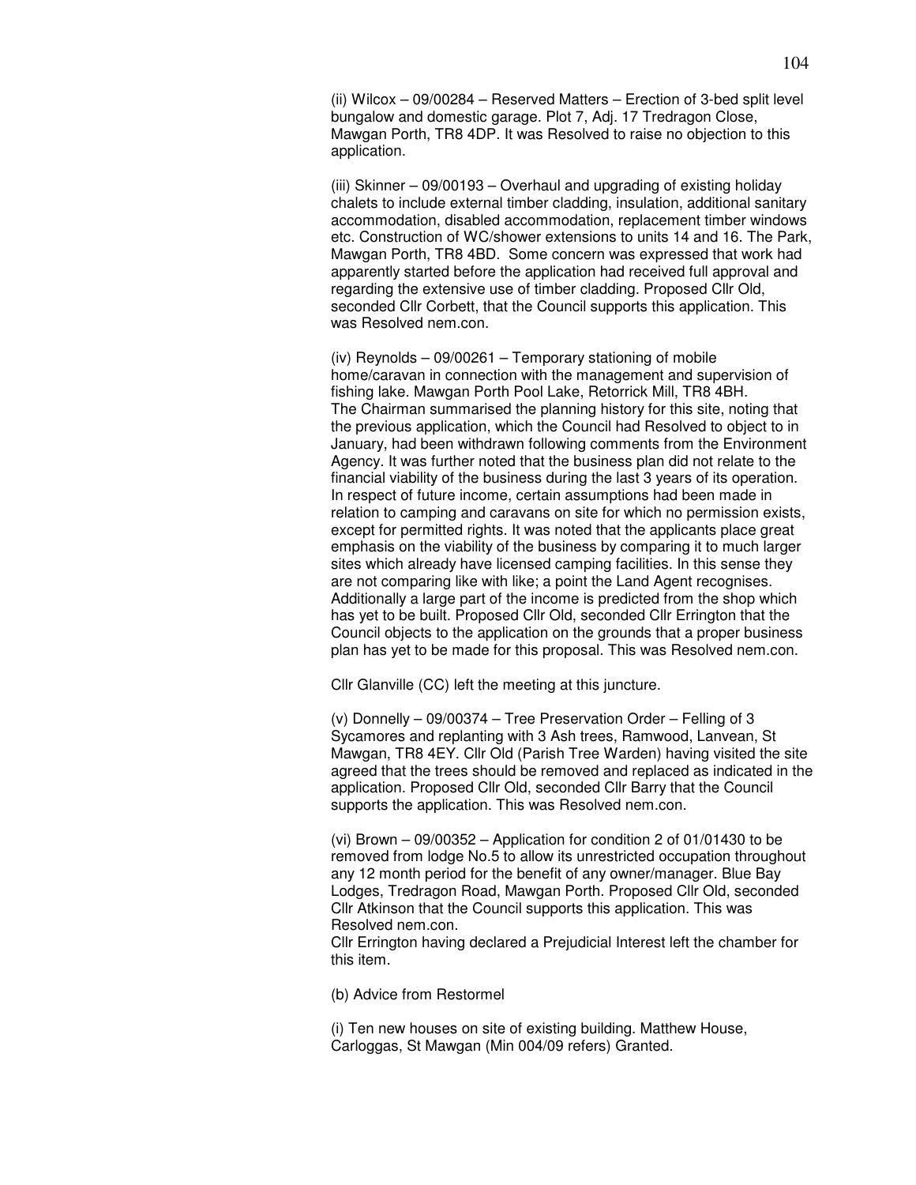(ii) Wilcox – 09/00284 – Reserved Matters – Erection of 3-bed split level bungalow and domestic garage. Plot 7, Adj. 17 Tredragon Close, Mawgan Porth, TR8 4DP. It was Resolved to raise no objection to this application.

(iii) Skinner – 09/00193 – Overhaul and upgrading of existing holiday chalets to include external timber cladding, insulation, additional sanitary accommodation, disabled accommodation, replacement timber windows etc. Construction of WC/shower extensions to units 14 and 16. The Park, Mawgan Porth, TR8 4BD. Some concern was expressed that work had apparently started before the application had received full approval and regarding the extensive use of timber cladding. Proposed Cllr Old, seconded Cllr Corbett, that the Council supports this application. This was Resolved nem.con.

(iv) Reynolds – 09/00261 – Temporary stationing of mobile home/caravan in connection with the management and supervision of fishing lake. Mawgan Porth Pool Lake, Retorrick Mill, TR8 4BH. The Chairman summarised the planning history for this site, noting that the previous application, which the Council had Resolved to object to in January, had been withdrawn following comments from the Environment Agency. It was further noted that the business plan did not relate to the financial viability of the business during the last 3 years of its operation. In respect of future income, certain assumptions had been made in relation to camping and caravans on site for which no permission exists, except for permitted rights. It was noted that the applicants place great emphasis on the viability of the business by comparing it to much larger sites which already have licensed camping facilities. In this sense they are not comparing like with like; a point the Land Agent recognises. Additionally a large part of the income is predicted from the shop which has yet to be built. Proposed Cllr Old, seconded Cllr Errington that the Council objects to the application on the grounds that a proper business plan has yet to be made for this proposal. This was Resolved nem.con.

Cllr Glanville (CC) left the meeting at this juncture.

(v) Donnelly – 09/00374 – Tree Preservation Order – Felling of 3 Sycamores and replanting with 3 Ash trees, Ramwood, Lanvean, St Mawgan, TR8 4EY. Cllr Old (Parish Tree Warden) having visited the site agreed that the trees should be removed and replaced as indicated in the application. Proposed Cllr Old, seconded Cllr Barry that the Council supports the application. This was Resolved nem.con.

(vi) Brown – 09/00352 – Application for condition 2 of 01/01430 to be removed from lodge No.5 to allow its unrestricted occupation throughout any 12 month period for the benefit of any owner/manager. Blue Bay Lodges, Tredragon Road, Mawgan Porth. Proposed Cllr Old, seconded Cllr Atkinson that the Council supports this application. This was Resolved nem.con.
Cllr Errington having declared a Prejudicial Interest left the chamber for this item.

(b) Advice from Restormel

(i) Ten new houses on site of existing building. Matthew House, Carloggas, St Mawgan (Min 004/09 refers) Granted.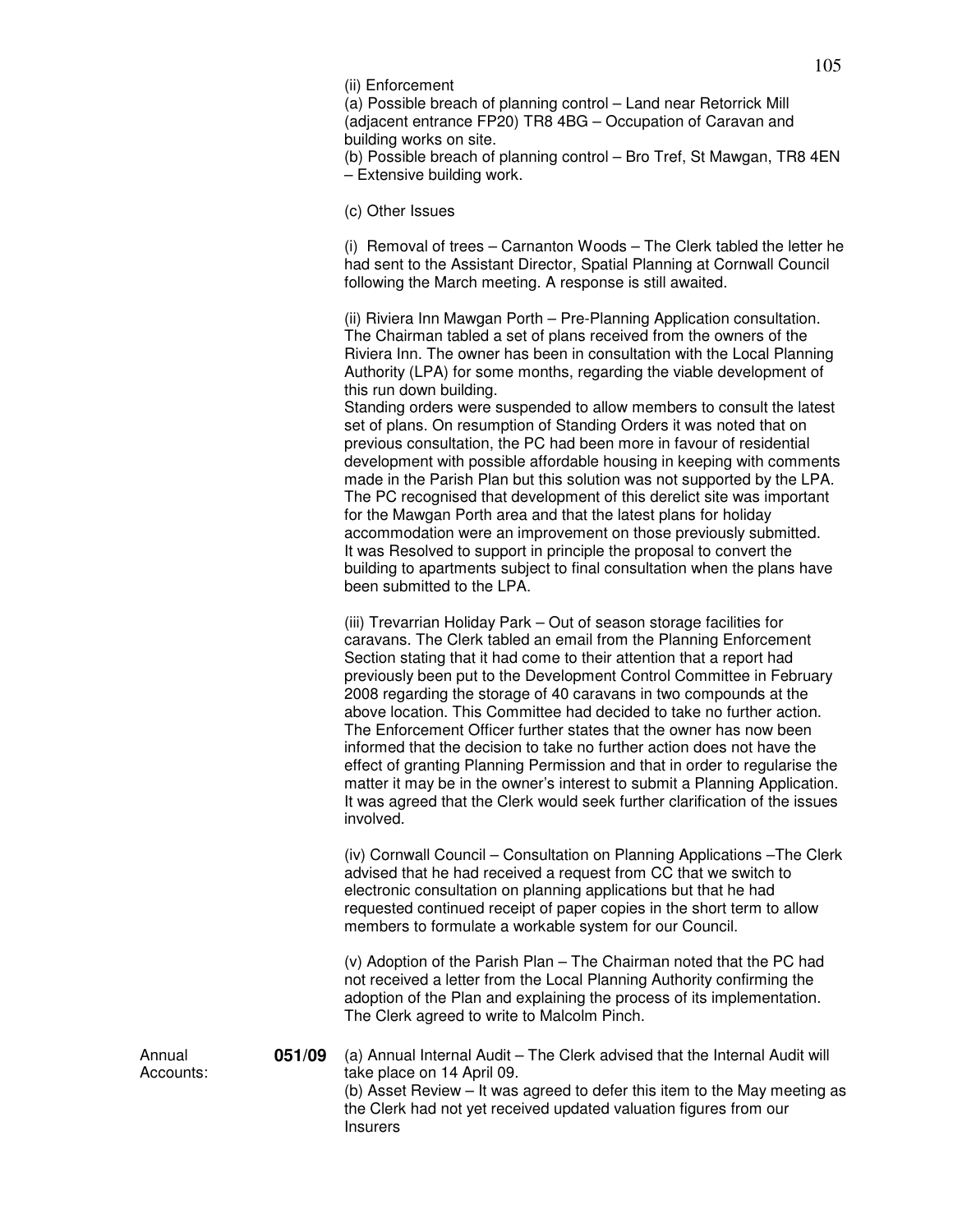(ii) Enforcement

(a) Possible breach of planning control – Land near Retorrick Mill (adjacent entrance FP20) TR8 4BG – Occupation of Caravan and building works on site.

(b) Possible breach of planning control – Bro Tref, St Mawgan, TR8 4EN – Extensive building work.

(c) Other Issues

(i) Removal of trees – Carnanton Woods – The Clerk tabled the letter he had sent to the Assistant Director, Spatial Planning at Cornwall Council following the March meeting. A response is still awaited.

(ii) Riviera Inn Mawgan Porth – Pre-Planning Application consultation. The Chairman tabled a set of plans received from the owners of the Riviera Inn. The owner has been in consultation with the Local Planning Authority (LPA) for some months, regarding the viable development of this run down building.
Standing orders were suspended to allow members to consult the latest set of plans. On resumption of Standing Orders it was noted that on previous consultation, the PC had been more in favour of residential development with possible affordable housing in keeping with comments made in the Parish Plan but this solution was not supported by the LPA. The PC recognised that development of this derelict site was important for the Mawgan Porth area and that the latest plans for holiday accommodation were an improvement on those previously submitted.
It was Resolved to support in principle the proposal to convert the building to apartments subject to final consultation when the plans have been submitted to the LPA.

(iii) Trevarrian Holiday Park – Out of season storage facilities for caravans. The Clerk tabled an email from the Planning Enforcement Section stating that it had come to their attention that a report had previously been put to the Development Control Committee in February 2008 regarding the storage of 40 caravans in two compounds at the above location. This Committee had decided to take no further action. The Enforcement Officer further states that the owner has now been informed that the decision to take no further action does not have the effect of granting Planning Permission and that in order to regularise the matter it may be in the owner's interest to submit a Planning Application. It was agreed that the Clerk would seek further clarification of the issues involved.

(iv) Cornwall Council – Consultation on Planning Applications –The Clerk advised that he had received a request from CC that we switch to electronic consultation on planning applications but that he had requested continued receipt of paper copies in the short term to allow members to formulate a workable system for our Council.

(v) Adoption of the Parish Plan – The Chairman noted that the PC had not received a letter from the Local Planning Authority confirming the adoption of the Plan and explaining the process of its implementation. The Clerk agreed to write to Malcolm Pinch.

Annual Accounts: **051/09** (a) Annual Internal Audit – The Clerk advised that the Internal Audit will take place on 14 April 09.

(b) Asset Review – It was agreed to defer this item to the May meeting as the Clerk had not yet received updated valuation figures from our Insurers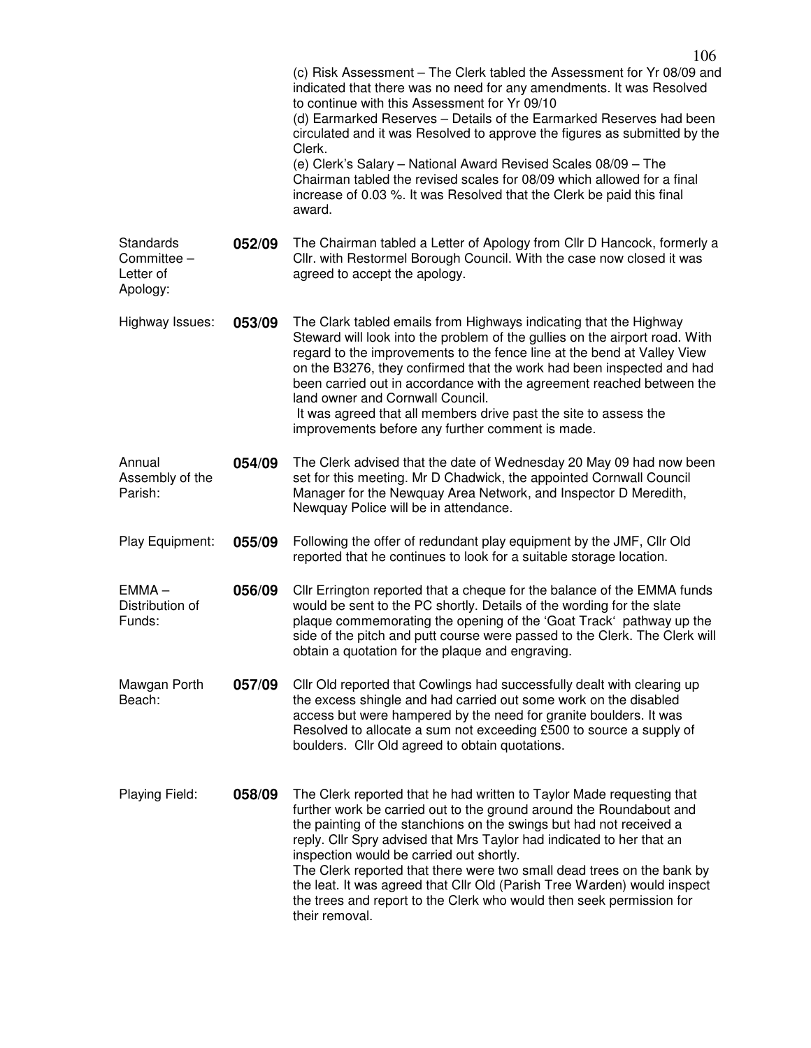(c) Risk Assessment – The Clerk tabled the Assessment for Yr 08/09 and indicated that there was no need for any amendments. It was Resolved to continue with this Assessment for Yr 09/10

(d) Earmarked Reserves – Details of the Earmarked Reserves had been circulated and it was Resolved to approve the figures as submitted by the Clerk.

(e) Clerk's Salary – National Award Revised Scales 08/09 – The Chairman tabled the revised scales for 08/09 which allowed for a final increase of 0.03 %. It was Resolved that the Clerk be paid this final award.

| | | |
|---|---|---|
| Standards Committee – Letter of Apology: | **052/09** | The Chairman tabled a Letter of Apology from Cllr D Hancock, formerly a Cllr. with Restormel Borough Council. With the case now closed it was agreed to accept the apology. |
| Highway Issues: | **053/09** | The Clark tabled emails from Highways indicating that the Highway Steward will look into the problem of the gullies on the airport road. With regard to the improvements to the fence line at the bend at Valley View on the B3276, they confirmed that the work had been inspected and had been carried out in accordance with the agreement reached between the land owner and Cornwall Council. It was agreed that all members drive past the site to assess the improvements before any further comment is made. |
| Annual Assembly of the Parish: | **054/09** | The Clerk advised that the date of Wednesday 20 May 09 had now been set for this meeting. Mr D Chadwick, the appointed Cornwall Council Manager for the Newquay Area Network, and Inspector D Meredith, Newquay Police will be in attendance. |
| Play Equipment: | **055/09** | Following the offer of redundant play equipment by the JMF, Cllr Old reported that he continues to look for a suitable storage location. |
| EMMA – Distribution of Funds: | **056/09** | Cllr Errington reported that a cheque for the balance of the EMMA funds would be sent to the PC shortly. Details of the wording for the slate plaque commemorating the opening of the 'Goat Track' pathway up the side of the pitch and putt course were passed to the Clerk. The Clerk will obtain a quotation for the plaque and engraving. |
| Mawgan Porth Beach: | **057/09** | Cllr Old reported that Cowlings had successfully dealt with clearing up the excess shingle and had carried out some work on the disabled access but were hampered by the need for granite boulders. It was Resolved to allocate a sum not exceeding £500 to source a supply of boulders. Cllr Old agreed to obtain quotations. |
| Playing Field: | **058/09** | The Clerk reported that he had written to Taylor Made requesting that further work be carried out to the ground around the Roundabout and the painting of the stanchions on the swings but had not received a reply. Cllr Spry advised that Mrs Taylor had indicated to her that an inspection would be carried out shortly. The Clerk reported that there were two small dead trees on the bank by the leat. It was agreed that Cllr Old (Parish Tree Warden) would inspect the trees and report to the Clerk who would then seek permission for their removal. |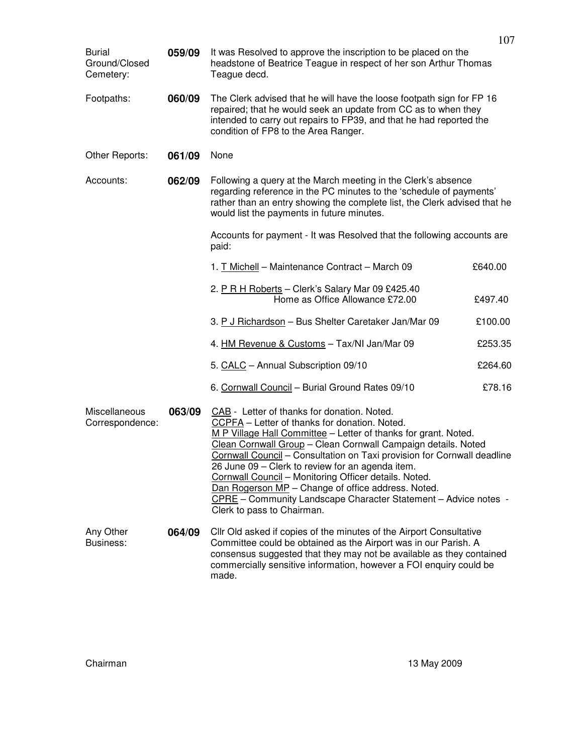| | | |
|---|---|---|
| Burial Ground/Closed Cemetery: | **059/09** | It was Resolved to approve the inscription to be placed on the headstone of Beatrice Teague in respect of her son Arthur Thomas Teague decd. |
| Footpaths: | **060/09** | The Clerk advised that he will have the loose footpath sign for FP 16 repaired; that he would seek an update from CC as to when they intended to carry out repairs to FP39, and that he had reported the condition of FP8 to the Area Ranger. |
| Other Reports: | **061/09** | None |
| Accounts: | **062/09** | Following a query at the March meeting in the Clerk's absence regarding reference in the PC minutes to the 'schedule of payments' rather than an entry showing the complete list, the Clerk advised that he would list the payments in future minutes. |

Accounts for payment - It was Resolved that the following accounts are paid:

| | |
|---|---|
| 1. T Michell – Maintenance Contract – March 09 | £640.00 |
| 2. P R H Roberts – Clerk's Salary Mar 09 £425.40<br>Home as Office Allowance £72.00 | £497.40 |
| 3. P J Richardson – Bus Shelter Caretaker Jan/Mar 09 | £100.00 |
| 4. HM Revenue & Customs – Tax/NI Jan/Mar 09 | £253.35 |
| 5. CALC – Annual Subscription 09/10 | £264.60 |
| 6. Cornwall Council – Burial Ground Rates 09/10 | £78.16 |

| | | |
|---|---|---|
| Miscellaneous Correspondence: | **063/09** | CAB - Letter of thanks for donation. Noted.<br>CCPFA – Letter of thanks for donation. Noted.<br>M P Village Hall Committee – Letter of thanks for grant. Noted.<br>Clean Cornwall Group – Clean Cornwall Campaign details. Noted<br>Cornwall Council – Consultation on Taxi provision for Cornwall deadline 26 June 09 – Clerk to review for an agenda item.<br>Cornwall Council – Monitoring Officer details. Noted.<br>Dan Rogerson MP – Change of office address. Noted.<br>CPRE – Community Landscape Character Statement – Advice notes - Clerk to pass to Chairman. |
| Any Other Business: | **064/09** | Cllr Old asked if copies of the minutes of the Airport Consultative Committee could be obtained as the Airport was in our Parish. A consensus suggested that they may not be available as they contained commercially sensitive information, however a FOI enquiry could be made. |

Chairman 13 May 2009